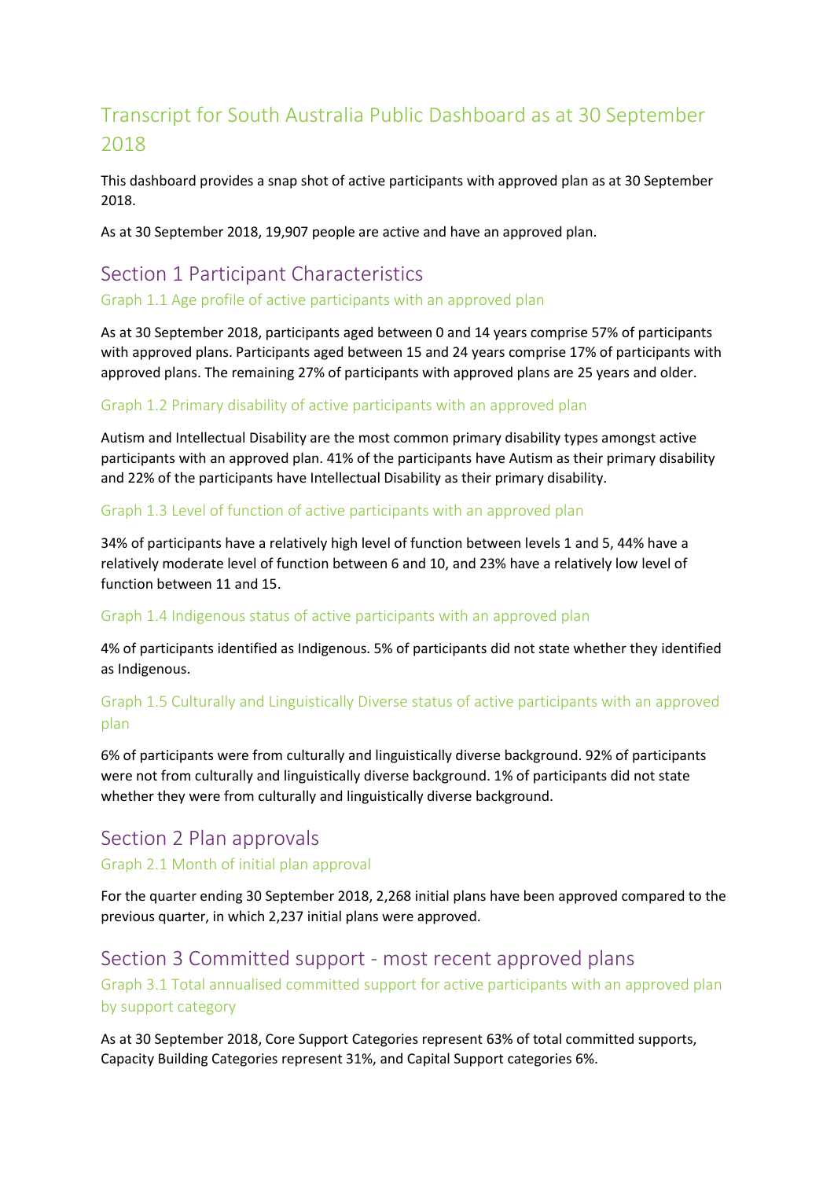# Transcript for South Australia Public Dashboard as at 30 September 2018

This dashboard provides a snap shot of active participants with approved plan as at 30 September 2018.

As at 30 September 2018, 19,907 people are active and have an approved plan.

## Section 1 Participant Characteristics

### Graph 1.1 Age profile of active participants with an approved plan

As at 30 September 2018, participants aged between 0 and 14 years comprise 57% of participants with approved plans. Participants aged between 15 and 24 years comprise 17% of participants with approved plans. The remaining 27% of participants with approved plans are 25 years and older.

### Graph 1.2 Primary disability of active participants with an approved plan

Autism and Intellectual Disability are the most common primary disability types amongst active participants with an approved plan. 41% of the participants have Autism as their primary disability and 22% of the participants have Intellectual Disability as their primary disability.

### Graph 1.3 Level of function of active participants with an approved plan

34% of participants have a relatively high level of function between levels 1 and 5, 44% have a relatively moderate level of function between 6 and 10, and 23% have a relatively low level of function between 11 and 15.

### Graph 1.4 Indigenous status of active participants with an approved plan

4% of participants identified as Indigenous. 5% of participants did not state whether they identified as Indigenous.

### Graph 1.5 Culturally and Linguistically Diverse status of active participants with an approved plan

6% of participants were from culturally and linguistically diverse background. 92% of participants were not from culturally and linguistically diverse background. 1% of participants did not state whether they were from culturally and linguistically diverse background.

## Section 2 Plan approvals

### Graph 2.1 Month of initial plan approval

For the quarter ending 30 September 2018, 2,268 initial plans have been approved compared to the previous quarter, in which 2,237 initial plans were approved.

## Section 3 Committed support - most recent approved plans

### Graph 3.1 Total annualised committed support for active participants with an approved plan by support category

As at 30 September 2018, Core Support Categories represent 63% of total committed supports, Capacity Building Categories represent 31%, and Capital Support categories 6%.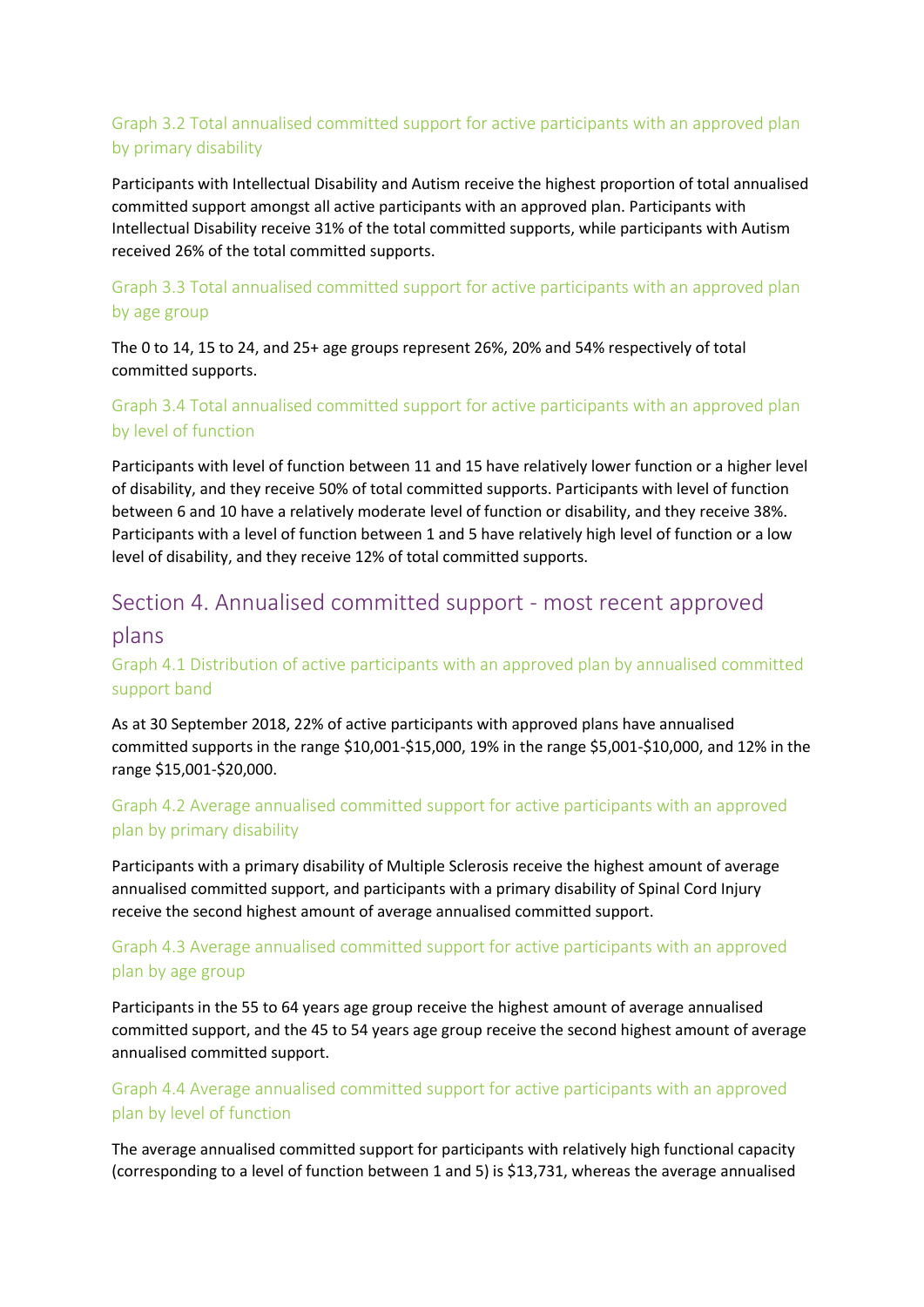### Graph 3.2 Total annualised committed support for active participants with an approved plan by primary disability

Participants with Intellectual Disability and Autism receive the highest proportion of total annualised committed support amongst all active participants with an approved plan. Participants with Intellectual Disability receive 31% of the total committed supports, while participants with Autism received 26% of the total committed supports.

### Graph 3.3 Total annualised committed support for active participants with an approved plan by age group

The 0 to 14, 15 to 24, and 25+ age groups represent 26%, 20% and 54% respectively of total committed supports.

### Graph 3.4 Total annualised committed support for active participants with an approved plan by level of function

Participants with level of function between 11 and 15 have relatively lower function or a higher level of disability, and they receive 50% of total committed supports. Participants with level of function between 6 and 10 have a relatively moderate level of function or disability, and they receive 38%. Participants with a level of function between 1 and 5 have relatively high level of function or a low level of disability, and they receive 12% of total committed supports.

## Section 4. Annualised committed support - most recent approved plans

### Graph 4.1 Distribution of active participants with an approved plan by annualised committed support band

As at 30 September 2018, 22% of active participants with approved plans have annualised committed supports in the range $10,001-$15,000, 19% in the range $5,001-$10,000, and 12% in the range $15,001-$20,000.

### Graph 4.2 Average annualised committed support for active participants with an approved plan by primary disability

Participants with a primary disability of Multiple Sclerosis receive the highest amount of average annualised committed support, and participants with a primary disability of Spinal Cord Injury receive the second highest amount of average annualised committed support.

### Graph 4.3 Average annualised committed support for active participants with an approved plan by age group

Participants in the 55 to 64 years age group receive the highest amount of average annualised committed support, and the 45 to 54 years age group receive the second highest amount of average annualised committed support.

### Graph 4.4 Average annualised committed support for active participants with an approved plan by level of function

The average annualised committed support for participants with relatively high functional capacity (corresponding to a level of function between 1 and 5) is $13,731, whereas the average annualised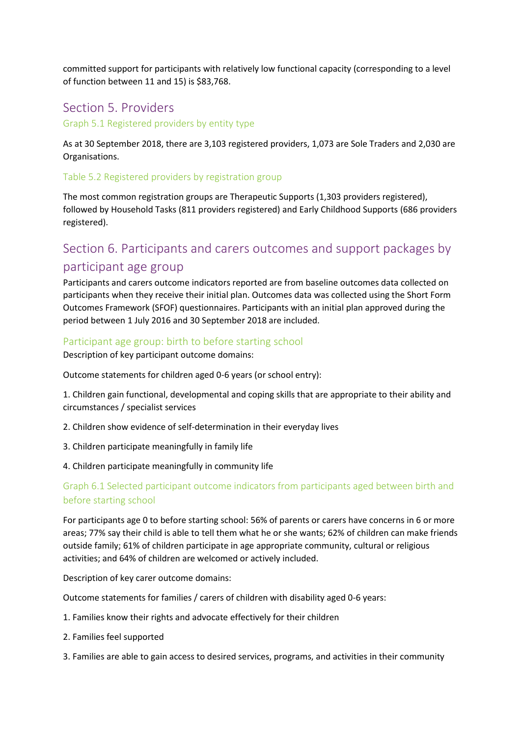committed support for participants with relatively low functional capacity (corresponding to a level of function between 11 and 15) is $83,768.

# Section 5. Providers

### Graph 5.1 Registered providers by entity type

As at 30 September 2018, there are 3,103 registered providers, 1,073 are Sole Traders and 2,030 are Organisations.

### Table 5.2 Registered providers by registration group

The most common registration groups are Therapeutic Supports (1,303 providers registered), followed by Household Tasks (811 providers registered) and Early Childhood Supports (686 providers registered).

# Section 6. Participants and carers outcomes and support packages by participant age group

Participants and carers outcome indicators reported are from baseline outcomes data collected on participants when they receive their initial plan. Outcomes data was collected using the Short Form Outcomes Framework (SFOF) questionnaires. Participants with an initial plan approved during the period between 1 July 2016 and 30 September 2018 are included.

## Participant age group: birth to before starting school

Description of key participant outcome domains:

Outcome statements for children aged 0-6 years (or school entry):

1. Children gain functional, developmental and coping skills that are appropriate to their ability and circumstances / specialist services
2. Children show evidence of self-determination in their everyday lives
3. Children participate meaningfully in family life
4. Children participate meaningfully in community life

### Graph 6.1 Selected participant outcome indicators from participants aged between birth and before starting school

For participants age 0 to before starting school: 56% of parents or carers have concerns in 6 or more areas; 77% say their child is able to tell them what he or she wants; 62% of children can make friends outside family; 61% of children participate in age appropriate community, cultural or religious activities; and 64% of children are welcomed or actively included.

Description of key carer outcome domains:

Outcome statements for families / carers of children with disability aged 0-6 years:

1. Families know their rights and advocate effectively for their children
2. Families feel supported
3. Families are able to gain access to desired services, programs, and activities in their community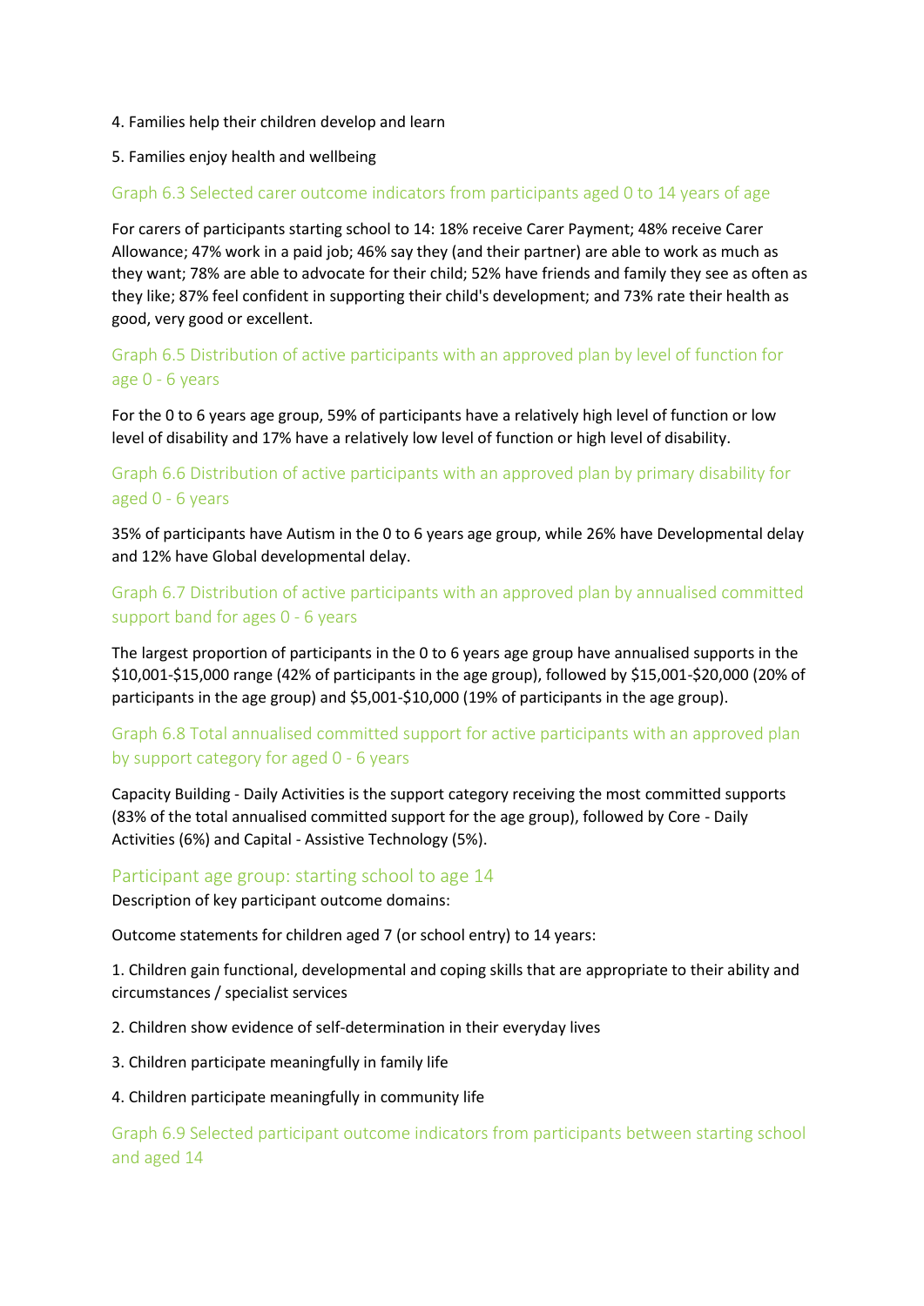4. Families help their children develop and learn

5. Families enjoy health and wellbeing

### Graph 6.3 Selected carer outcome indicators from participants aged 0 to 14 years of age

For carers of participants starting school to 14: 18% receive Carer Payment; 48% receive Carer Allowance; 47% work in a paid job; 46% say they (and their partner) are able to work as much as they want; 78% are able to advocate for their child; 52% have friends and family they see as often as they like; 87% feel confident in supporting their child's development; and 73% rate their health as good, very good or excellent.

### Graph 6.5 Distribution of active participants with an approved plan by level of function for age 0 - 6 years

For the 0 to 6 years age group, 59% of participants have a relatively high level of function or low level of disability and 17% have a relatively low level of function or high level of disability.

### Graph 6.6 Distribution of active participants with an approved plan by primary disability for aged 0 - 6 years

35% of participants have Autism in the 0 to 6 years age group, while 26% have Developmental delay and 12% have Global developmental delay.

### Graph 6.7 Distribution of active participants with an approved plan by annualised committed support band for ages 0 - 6 years

The largest proportion of participants in the 0 to 6 years age group have annualised supports in the $10,001-$15,000 range (42% of participants in the age group), followed by $15,001-$20,000 (20% of participants in the age group) and $5,001-$10,000 (19% of participants in the age group).

### Graph 6.8 Total annualised committed support for active participants with an approved plan by support category for aged 0 - 6 years

Capacity Building - Daily Activities is the support category receiving the most committed supports (83% of the total annualised committed support for the age group), followed by Core - Daily Activities (6%) and Capital - Assistive Technology (5%).

## Participant age group: starting school to age 14

Description of key participant outcome domains:

Outcome statements for children aged 7 (or school entry) to 14 years:

1. Children gain functional, developmental and coping skills that are appropriate to their ability and circumstances / specialist services

2. Children show evidence of self-determination in their everyday lives

3. Children participate meaningfully in family life

4. Children participate meaningfully in community life

### Graph 6.9 Selected participant outcome indicators from participants between starting school and aged 14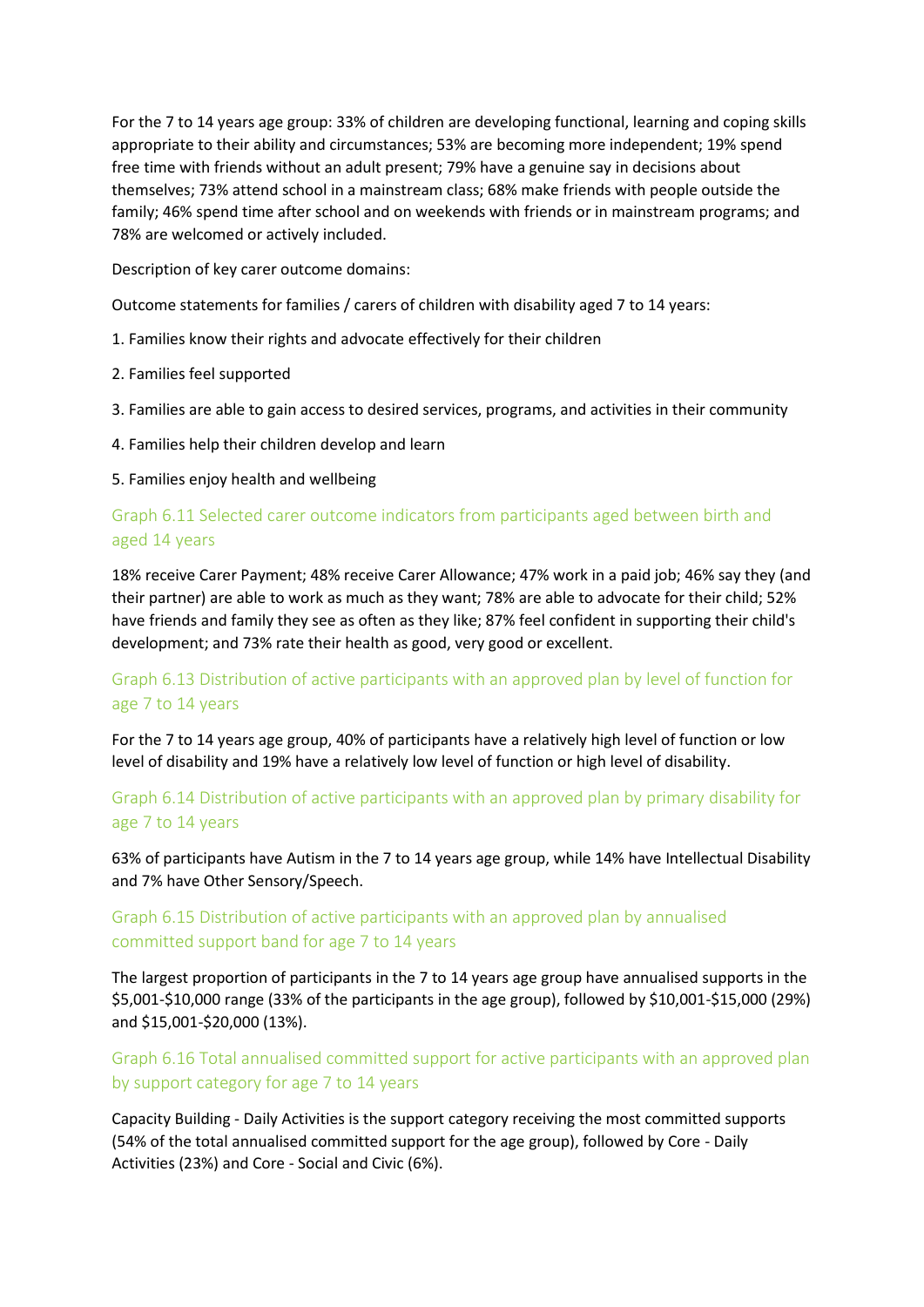For the 7 to 14 years age group: 33% of children are developing functional, learning and coping skills appropriate to their ability and circumstances; 53% are becoming more independent; 19% spend free time with friends without an adult present; 79% have a genuine say in decisions about themselves; 73% attend school in a mainstream class; 68% make friends with people outside the family; 46% spend time after school and on weekends with friends or in mainstream programs; and 78% are welcomed or actively included.

Description of key carer outcome domains:

Outcome statements for families / carers of children with disability aged 7 to 14 years:

1. Families know their rights and advocate effectively for their children
2. Families feel supported
3. Families are able to gain access to desired services, programs, and activities in their community
4. Families help their children develop and learn
5. Families enjoy health and wellbeing

### Graph 6.11 Selected carer outcome indicators from participants aged between birth and aged 14 years

18% receive Carer Payment; 48% receive Carer Allowance; 47% work in a paid job; 46% say they (and their partner) are able to work as much as they want; 78% are able to advocate for their child; 52% have friends and family they see as often as they like; 87% feel confident in supporting their child's development; and 73% rate their health as good, very good or excellent.

### Graph 6.13 Distribution of active participants with an approved plan by level of function for age 7 to 14 years

For the 7 to 14 years age group, 40% of participants have a relatively high level of function or low level of disability and 19% have a relatively low level of function or high level of disability.

### Graph 6.14 Distribution of active participants with an approved plan by primary disability for age 7 to 14 years

63% of participants have Autism in the 7 to 14 years age group, while 14% have Intellectual Disability and 7% have Other Sensory/Speech.

### Graph 6.15 Distribution of active participants with an approved plan by annualised committed support band for age 7 to 14 years

The largest proportion of participants in the 7 to 14 years age group have annualised supports in the $5,001-$10,000 range (33% of the participants in the age group), followed by $10,001-$15,000 (29%) and $15,001-$20,000 (13%).

### Graph 6.16 Total annualised committed support for active participants with an approved plan by support category for age 7 to 14 years

Capacity Building - Daily Activities is the support category receiving the most committed supports (54% of the total annualised committed support for the age group), followed by Core - Daily Activities (23%) and Core - Social and Civic (6%).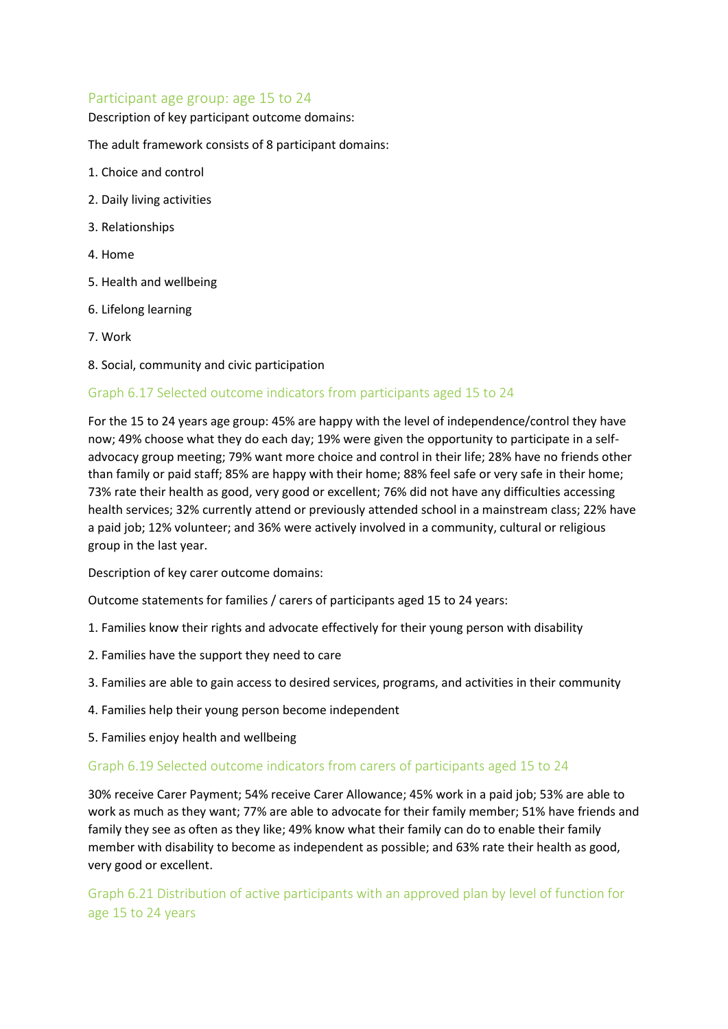## Participant age group: age 15 to 24

Description of key participant outcome domains:

The adult framework consists of 8 participant domains:

1. Choice and control
2. Daily living activities
3. Relationships
4. Home
5. Health and wellbeing
6. Lifelong learning
7. Work
8. Social, community and civic participation

### Graph 6.17 Selected outcome indicators from participants aged 15 to 24

For the 15 to 24 years age group: 45% are happy with the level of independence/control they have now; 49% choose what they do each day; 19% were given the opportunity to participate in a self-advocacy group meeting; 79% want more choice and control in their life; 28% have no friends other than family or paid staff; 85% are happy with their home; 88% feel safe or very safe in their home; 73% rate their health as good, very good or excellent; 76% did not have any difficulties accessing health services; 32% currently attend or previously attended school in a mainstream class; 22% have a paid job; 12% volunteer; and 36% were actively involved in a community, cultural or religious group in the last year.

Description of key carer outcome domains:

Outcome statements for families / carers of participants aged 15 to 24 years:

1. Families know their rights and advocate effectively for their young person with disability
2. Families have the support they need to care
3. Families are able to gain access to desired services, programs, and activities in their community
4. Families help their young person become independent
5. Families enjoy health and wellbeing

### Graph 6.19 Selected outcome indicators from carers of participants aged 15 to 24

30% receive Carer Payment; 54% receive Carer Allowance; 45% work in a paid job; 53% are able to work as much as they want; 77% are able to advocate for their family member; 51% have friends and family they see as often as they like; 49% know what their family can do to enable their family member with disability to become as independent as possible; and 63% rate their health as good, very good or excellent.

### Graph 6.21 Distribution of active participants with an approved plan by level of function for age 15 to 24 years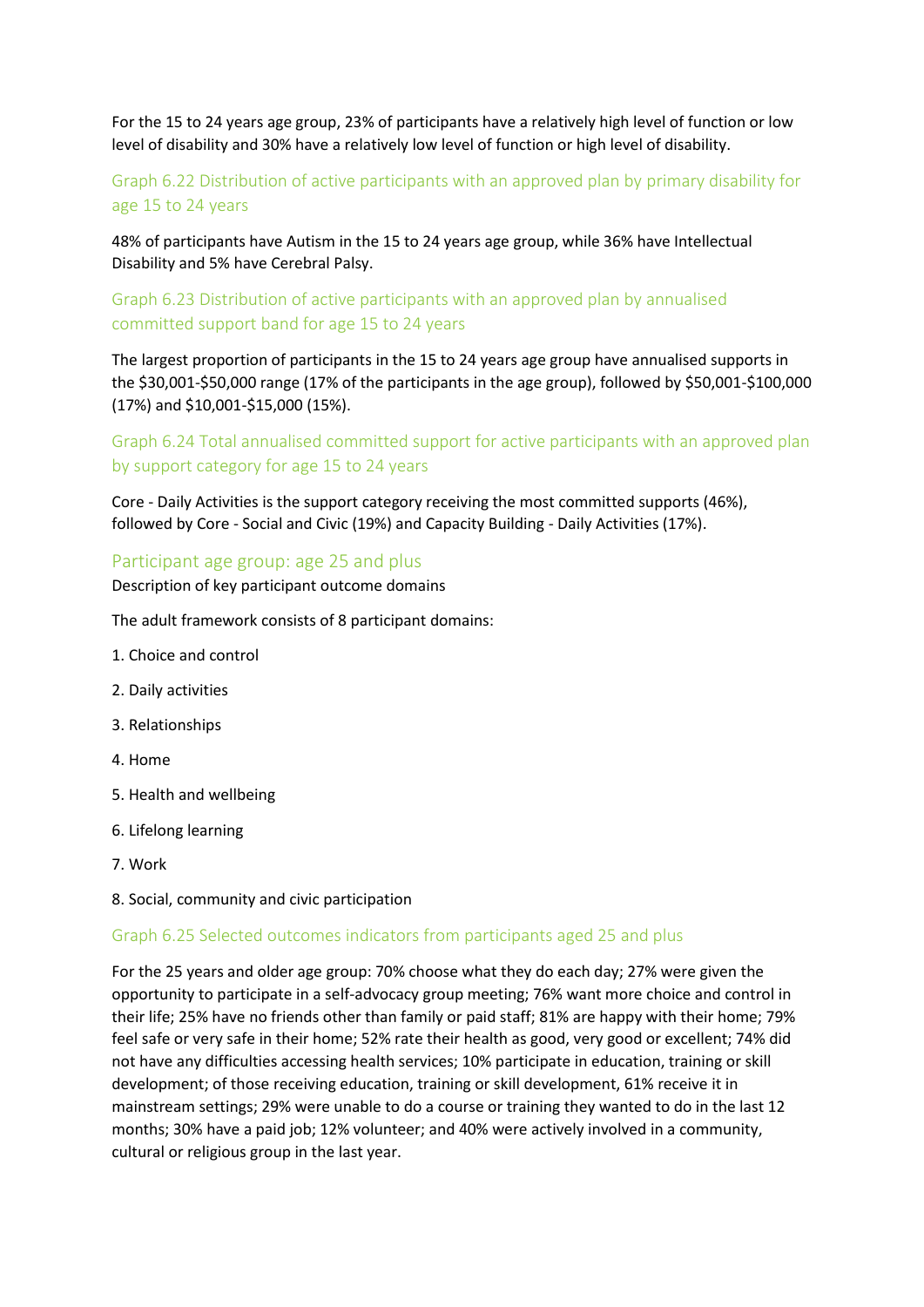For the 15 to 24 years age group, 23% of participants have a relatively high level of function or low level of disability and 30% have a relatively low level of function or high level of disability.

### Graph 6.22 Distribution of active participants with an approved plan by primary disability for age 15 to 24 years

48% of participants have Autism in the 15 to 24 years age group, while 36% have Intellectual Disability and 5% have Cerebral Palsy.

### Graph 6.23 Distribution of active participants with an approved plan by annualised committed support band for age 15 to 24 years

The largest proportion of participants in the 15 to 24 years age group have annualised supports in the $30,001-$50,000 range (17% of the participants in the age group), followed by $50,001-$100,000 (17%) and $10,001-$15,000 (15%).

### Graph 6.24 Total annualised committed support for active participants with an approved plan by support category for age 15 to 24 years

Core - Daily Activities is the support category receiving the most committed supports (46%), followed by Core - Social and Civic (19%) and Capacity Building - Daily Activities (17%).

## Participant age group: age 25 and plus

Description of key participant outcome domains

The adult framework consists of 8 participant domains:

1. Choice and control
2. Daily activities
3. Relationships
4. Home
5. Health and wellbeing
6. Lifelong learning
7. Work
8. Social, community and civic participation

### Graph 6.25 Selected outcomes indicators from participants aged 25 and plus

For the 25 years and older age group: 70% choose what they do each day; 27% were given the opportunity to participate in a self-advocacy group meeting; 76% want more choice and control in their life; 25% have no friends other than family or paid staff; 81% are happy with their home; 79% feel safe or very safe in their home; 52% rate their health as good, very good or excellent; 74% did not have any difficulties accessing health services; 10% participate in education, training or skill development; of those receiving education, training or skill development, 61% receive it in mainstream settings; 29% were unable to do a course or training they wanted to do in the last 12 months; 30% have a paid job; 12% volunteer; and 40% were actively involved in a community, cultural or religious group in the last year.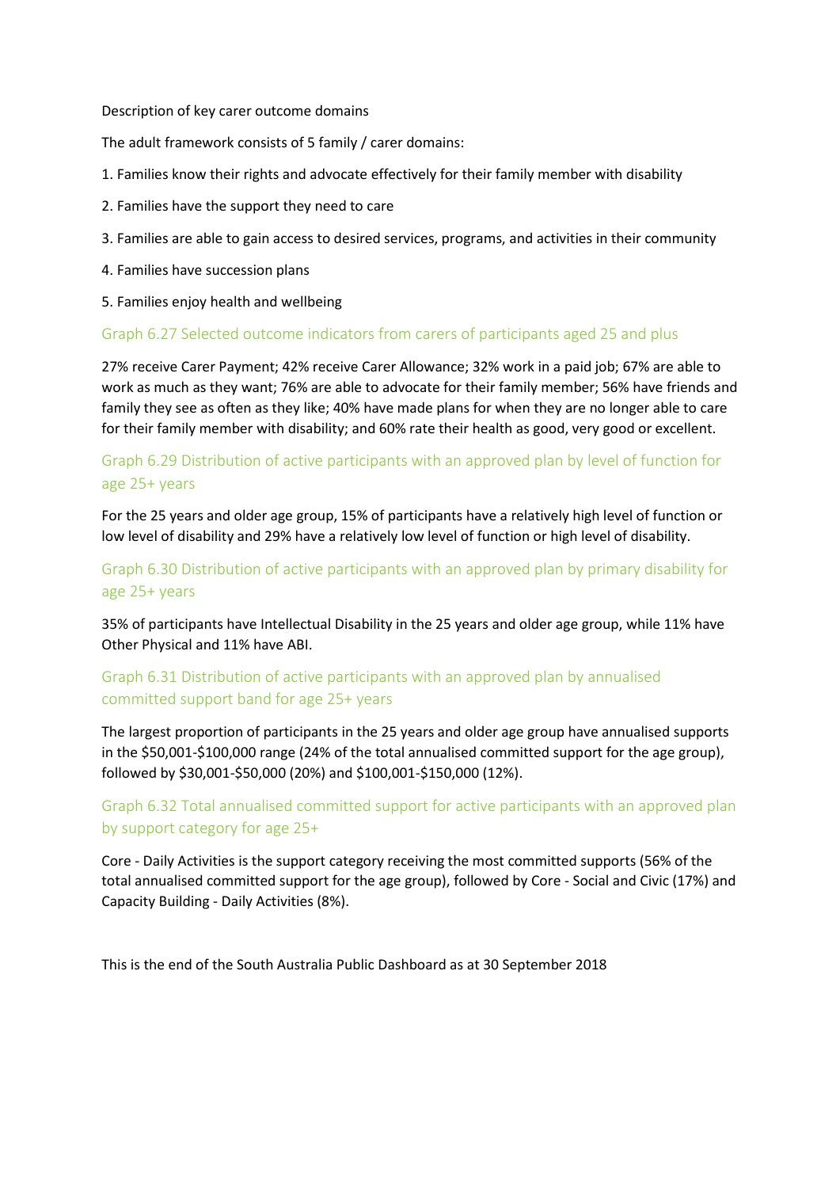Description of key carer outcome domains

The adult framework consists of 5 family / carer domains:

1. Families know their rights and advocate effectively for their family member with disability
2. Families have the support they need to care
3. Families are able to gain access to desired services, programs, and activities in their community
4. Families have succession plans
5. Families enjoy health and wellbeing

### Graph 6.27 Selected outcome indicators from carers of participants aged 25 and plus

27% receive Carer Payment; 42% receive Carer Allowance; 32% work in a paid job; 67% are able to work as much as they want; 76% are able to advocate for their family member; 56% have friends and family they see as often as they like; 40% have made plans for when they are no longer able to care for their family member with disability; and 60% rate their health as good, very good or excellent.

### Graph 6.29 Distribution of active participants with an approved plan by level of function for age 25+ years

For the 25 years and older age group, 15% of participants have a relatively high level of function or low level of disability and 29% have a relatively low level of function or high level of disability.

### Graph 6.30 Distribution of active participants with an approved plan by primary disability for age 25+ years

35% of participants have Intellectual Disability in the 25 years and older age group, while 11% have Other Physical and 11% have ABI.

### Graph 6.31 Distribution of active participants with an approved plan by annualised committed support band for age 25+ years

The largest proportion of participants in the 25 years and older age group have annualised supports in the $50,001-$100,000 range (24% of the total annualised committed support for the age group), followed by $30,001-$50,000 (20%) and $100,001-$150,000 (12%).

### Graph 6.32 Total annualised committed support for active participants with an approved plan by support category for age 25+

Core - Daily Activities is the support category receiving the most committed supports (56% of the total annualised committed support for the age group), followed by Core - Social and Civic (17%) and Capacity Building - Daily Activities (8%).

This is the end of the South Australia Public Dashboard as at 30 September 2018